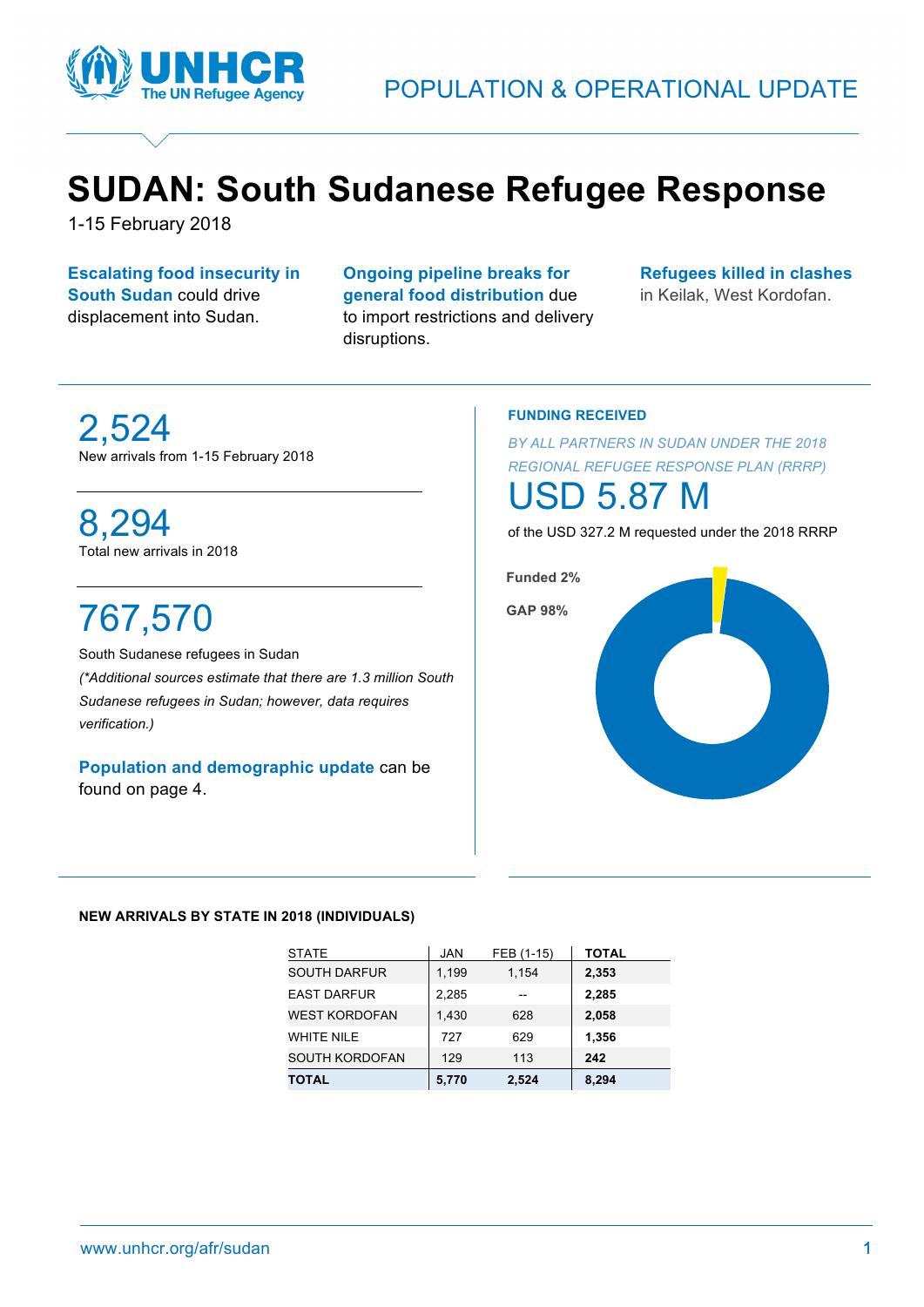POPULATION & OPERATIONAL UPDATE

# SUDAN: South Sudanese Refugee Response

1-15 February 2018

**Escalating food insecurity in South Sudan** could drive displacement into Sudan.

**Ongoing pipeline breaks for general food distribution** due to import restrictions and delivery disruptions.

**Refugees killed in clashes** in Keilak, West Kordofan.

## 2,524

New arrivals from 1-15 February 2018

## 8,294

Total new arrivals in 2018

## 767,570

South Sudanese refugees in Sudan

*(\*Additional sources estimate that there are 1.3 million South Sudanese refugees in Sudan; however, data requires verification.)*

**Population and demographic update** can be found on page 4.

**FUNDING RECEIVED**

*BY ALL PARTNERS IN SUDAN UNDER THE 2018 REGIONAL REFUGEE RESPONSE PLAN (RRRP)*

## USD 5.87 M

of the USD 327.2 M requested under the 2018 RRRP

**Funded 2%**

**GAP 98%**

**NEW ARRIVALS BY STATE IN 2018 (INDIVIDUALS)**

| STATE | JAN | FEB (1-15) | TOTAL |
|---|---|---|---|
| SOUTH DARFUR | 1,199 | 1,154 | **2,353** |
| EAST DARFUR | 2,285 | -- | **2,285** |
| WEST KORDOFAN | 1,430 | 628 | **2,058** |
| WHITE NILE | 727 | 629 | **1,356** |
| SOUTH KORDOFAN | 129 | 113 | **242** |
| **TOTAL** | **5,770** | **2,524** | **8,294** |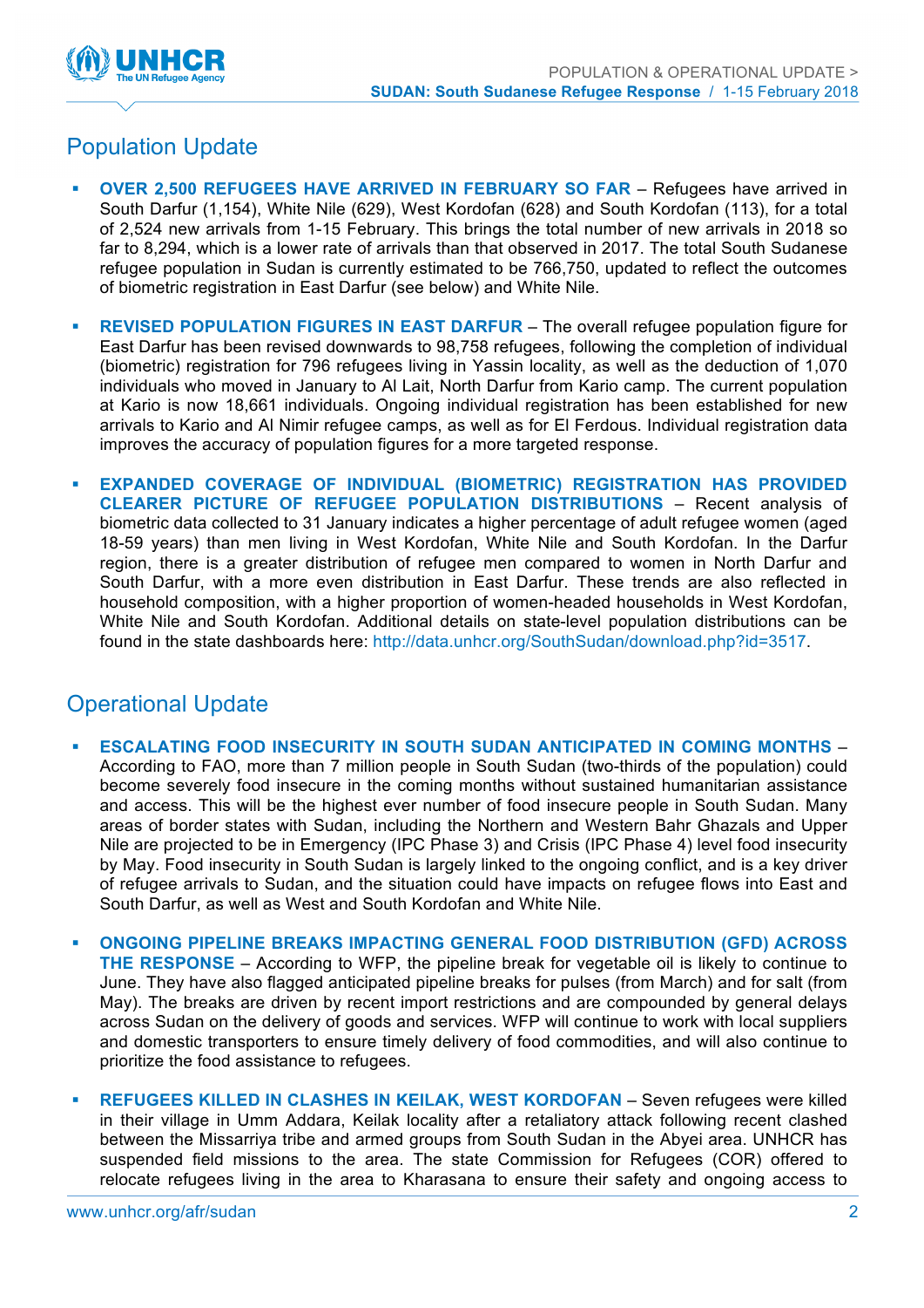## Population Update

- **OVER 2,500 REFUGEES HAVE ARRIVED IN FEBRUARY SO FAR** – Refugees have arrived in South Darfur (1,154), White Nile (629), West Kordofan (628) and South Kordofan (113), for a total of 2,524 new arrivals from 1-15 February. This brings the total number of new arrivals in 2018 so far to 8,294, which is a lower rate of arrivals than that observed in 2017. The total South Sudanese refugee population in Sudan is currently estimated to be 766,750, updated to reflect the outcomes of biometric registration in East Darfur (see below) and White Nile.

- **REVISED POPULATION FIGURES IN EAST DARFUR** – The overall refugee population figure for East Darfur has been revised downwards to 98,758 refugees, following the completion of individual (biometric) registration for 796 refugees living in Yassin locality, as well as the deduction of 1,070 individuals who moved in January to Al Lait, North Darfur from Kario camp. The current population at Kario is now 18,661 individuals. Ongoing individual registration has been established for new arrivals to Kario and Al Nimir refugee camps, as well as for El Ferdous. Individual registration data improves the accuracy of population figures for a more targeted response.

- **EXPANDED COVERAGE OF INDIVIDUAL (BIOMETRIC) REGISTRATION HAS PROVIDED CLEARER PICTURE OF REFUGEE POPULATION DISTRIBUTIONS** – Recent analysis of biometric data collected to 31 January indicates a higher percentage of adult refugee women (aged 18-59 years) than men living in West Kordofan, White Nile and South Kordofan. In the Darfur region, there is a greater distribution of refugee men compared to women in North Darfur and South Darfur, with a more even distribution in East Darfur. These trends are also reflected in household composition, with a higher proportion of women-headed households in West Kordofan, White Nile and South Kordofan. Additional details on state-level population distributions can be found in the state dashboards here: http://data.unhcr.org/SouthSudan/download.php?id=3517.

## Operational Update

- **ESCALATING FOOD INSECURITY IN SOUTH SUDAN ANTICIPATED IN COMING MONTHS** – According to FAO, more than 7 million people in South Sudan (two-thirds of the population) could become severely food insecure in the coming months without sustained humanitarian assistance and access. This will be the highest ever number of food insecure people in South Sudan. Many areas of border states with Sudan, including the Northern and Western Bahr Ghazals and Upper Nile are projected to be in Emergency (IPC Phase 3) and Crisis (IPC Phase 4) level food insecurity by May. Food insecurity in South Sudan is largely linked to the ongoing conflict, and is a key driver of refugee arrivals to Sudan, and the situation could have impacts on refugee flows into East and South Darfur, as well as West and South Kordofan and White Nile.

- **ONGOING PIPELINE BREAKS IMPACTING GENERAL FOOD DISTRIBUTION (GFD) ACROSS THE RESPONSE** – According to WFP, the pipeline break for vegetable oil is likely to continue to June. They have also flagged anticipated pipeline breaks for pulses (from March) and for salt (from May). The breaks are driven by recent import restrictions and are compounded by general delays across Sudan on the delivery of goods and services. WFP will continue to work with local suppliers and domestic transporters to ensure timely delivery of food commodities, and will also continue to prioritize the food assistance to refugees.

- **REFUGEES KILLED IN CLASHES IN KEILAK, WEST KORDOFAN** – Seven refugees were killed in their village in Umm Addara, Keilak locality after a retaliatory attack following recent clashed between the Missarriya tribe and armed groups from South Sudan in the Abyei area. UNHCR has suspended field missions to the area. The state Commission for Refugees (COR) offered to relocate refugees living in the area to Kharasana to ensure their safety and ongoing access to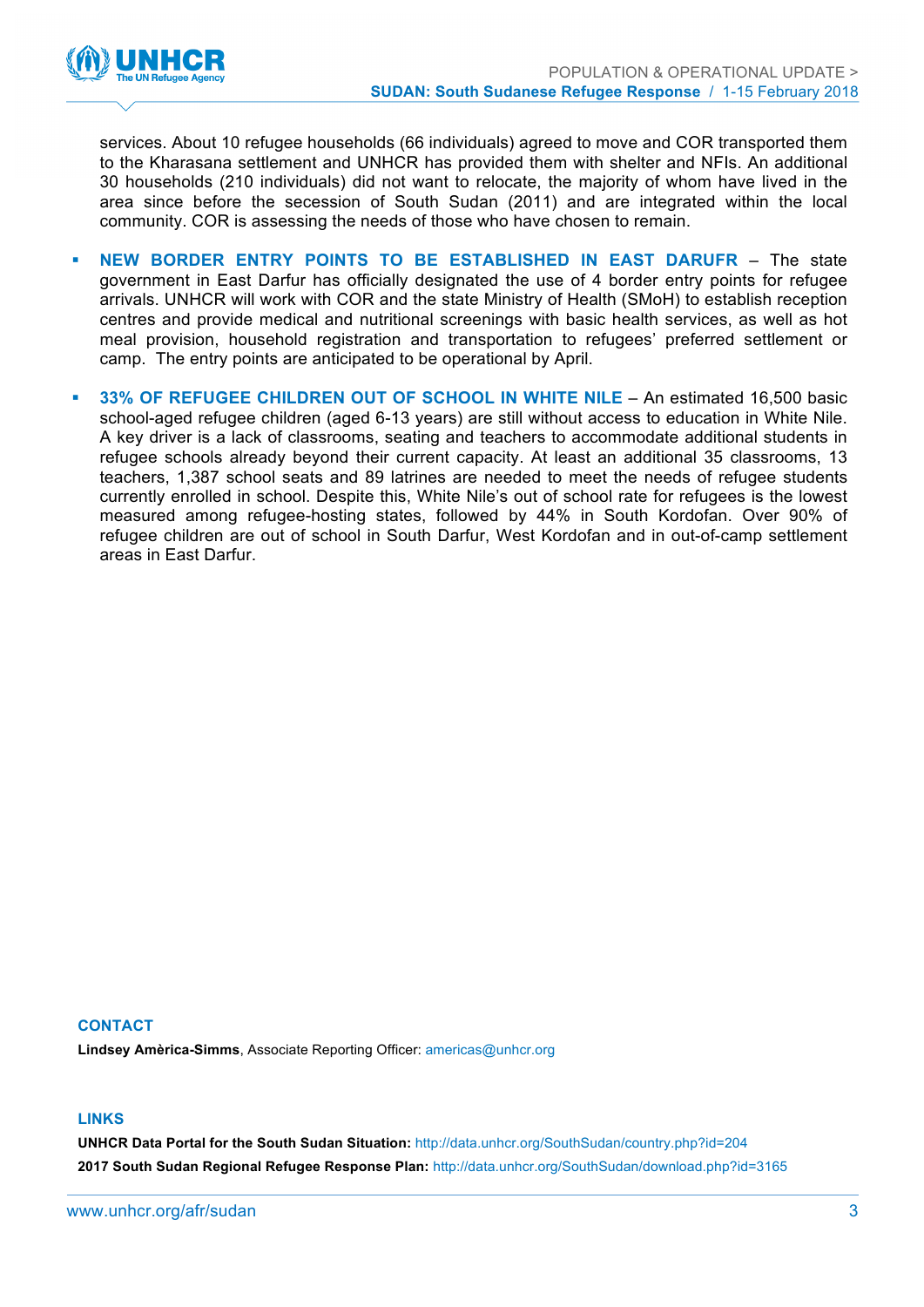services. About 10 refugee households (66 individuals) agreed to move and COR transported them to the Kharasana settlement and UNHCR has provided them with shelter and NFIs. An additional 30 households (210 individuals) did not want to relocate, the majority of whom have lived in the area since before the secession of South Sudan (2011) and are integrated within the local community. COR is assessing the needs of those who have chosen to remain.

- **NEW BORDER ENTRY POINTS TO BE ESTABLISHED IN EAST DARUFR** – The state government in East Darfur has officially designated the use of 4 border entry points for refugee arrivals. UNHCR will work with COR and the state Ministry of Health (SMoH) to establish reception centres and provide medical and nutritional screenings with basic health services, as well as hot meal provision, household registration and transportation to refugees' preferred settlement or camp. The entry points are anticipated to be operational by April.
- **33% OF REFUGEE CHILDREN OUT OF SCHOOL IN WHITE NILE** – An estimated 16,500 basic school-aged refugee children (aged 6-13 years) are still without access to education in White Nile. A key driver is a lack of classrooms, seating and teachers to accommodate additional students in refugee schools already beyond their current capacity. At least an additional 35 classrooms, 13 teachers, 1,387 school seats and 89 latrines are needed to meet the needs of refugee students currently enrolled in school. Despite this, White Nile's out of school rate for refugees is the lowest measured among refugee-hosting states, followed by 44% in South Kordofan. Over 90% of refugee children are out of school in South Darfur, West Kordofan and in out-of-camp settlement areas in East Darfur.

## CONTACT

**Lindsey Amèrica-Simms**, Associate Reporting Officer: americas@unhcr.org

## LINKS

**UNHCR Data Portal for the South Sudan Situation:** http://data.unhcr.org/SouthSudan/country.php?id=204

**2017 South Sudan Regional Refugee Response Plan:** http://data.unhcr.org/SouthSudan/download.php?id=3165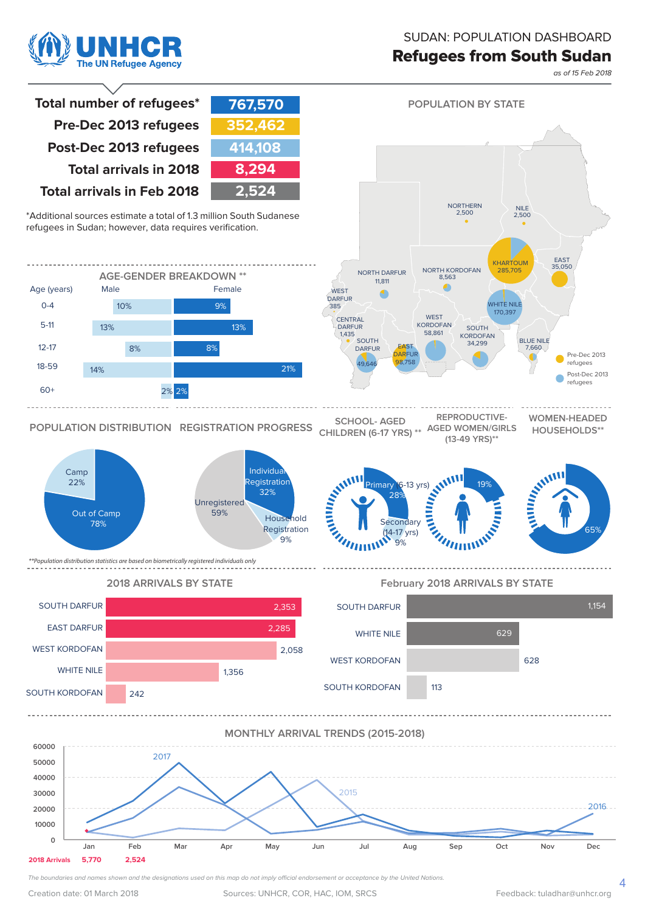SUDAN: POPULATION DASHBOARD

# Refugees from South Sudan

*as of 15 Feb 2018*

| | |
|---|---|
| **Total number of refugees*** | **767,570** |
| **Pre-Dec 2013 refugees** | **352,462** |
| **Post-Dec 2013 refugees** | **414,108** |
| **Total arrivals in 2018** | **8,294** |
| **Total arrivals in Feb 2018** | **2,524** |

*Additional sources estimate a total of 1.3 million South Sudanese refugees in Sudan; however, data requires verification.

## POPULATION BY STATE

NORTHERN 2,500
NILE 2,500
KHARTOUM 285,705
EAST 35,050
NORTH DARFUR 11,811
NORTH KORDOFAN 8,563
WEST DARFUR 385
WHITE NILE 170,397
CENTRAL DARFUR 1,435
WEST KORDOFAN 58,861
SOUTH KORDOFAN 34,299
BLUE NILE 7,660
SOUTH DARFUR 49,646
EAST DARFUR 98,758

Pre-Dec 2013 refugees
Post-Dec 2013 refugees

## AGE-GENDER BREAKDOWN **

Age (years) | Male | Female

0-4: 10% | 9%
5-11: 13% | 13%
12-17: 8% | 8%
18-59: 14% | 21%
60+: 2% | 2%

## POPULATION DISTRIBUTION

Camp 22%
Out of Camp 78%

## REGISTRATION PROGRESS

Individual Registration 32%
Household Registration 9%
Unregistered 59%

## SCHOOL- AGED CHILDREN (6-17 YRS) **

Primary (6-13 yrs) 28%
Secondary (14-17 yrs) 9%

## REPRODUCTIVE-AGED WOMEN/GIRLS (13-49 YRS)**

19%

## WOMEN-HEADED HOUSEHOLDS**

65%

*\*\*Population distribution statistics are based on biometrically registered individuals only*

## 2018 ARRIVALS BY STATE

SOUTH DARFUR 2,353
EAST DARFUR 2,285
WEST KORDOFAN 2,058
WHITE NILE 1,356
SOUTH KORDOFAN 242

## February 2018 ARRIVALS BY STATE

SOUTH DARFUR 1,154
WHITE NILE 629
WEST KORDOFAN 628
SOUTH KORDOFAN 113

## MONTHLY ARRIVAL TRENDS (2015-2018)

60000, 50000, 40000, 30000, 20000, 10000, 0

2017, 2015, 2016

Jan, Feb, Mar, Apr, May, Jun, Jul, Aug, Sep, Oct, Nov, Dec

2018 Arrivals: 5,770 | 2,524

*The boundaries and names shown and the designations used on this map do not imply official endorsement or acceptance by the United Nations.*

Creation date: 01 March 2018 | Sources: UNHCR, COR, HAC, IOM, SRCS | Feedback: tuladhar@unhcr.org